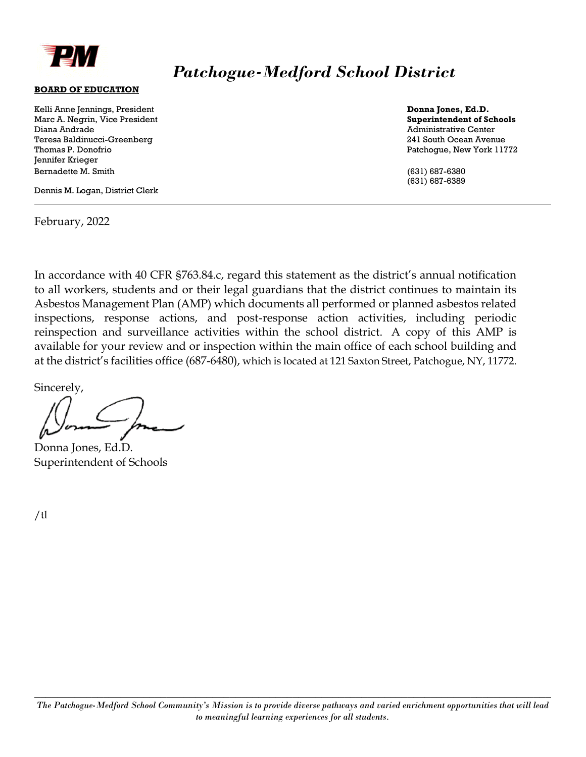# *Patchogue-Medford School District*

**BOARD OF EDUCATION**

Kelli Anne Jennings, President
Marc A. Negrin, Vice President
Diana Andrade
Teresa Baldinucci-Greenberg
Thomas P. Donofrio
Jennifer Krieger
Bernadette M. Smith

Dennis M. Logan, District Clerk

**Donna Jones, Ed.D.**
**Superintendent of Schools**
Administrative Center
241 South Ocean Avenue
Patchogue, New York 11772

(631) 687-6380
(631) 687-6389

---

February, 2022

In accordance with 40 CFR §763.84.c, regard this statement as the district's annual notification to all workers, students and or their legal guardians that the district continues to maintain its Asbestos Management Plan (AMP) which documents all performed or planned asbestos related inspections, response actions, and post-response action activities, including periodic reinspection and surveillance activities within the school district. A copy of this AMP is available for your review and or inspection within the main office of each school building and at the district's facilities office (687-6480), which is located at 121 Saxton Street, Patchogue, NY, 11772.

Sincerely,

Donna Jones, Ed.D.
Superintendent of Schools

/tl

---

*The Patchogue-Medford School Community's Mission is to provide diverse pathways and varied enrichment opportunities that will lead to meaningful learning experiences for all students.*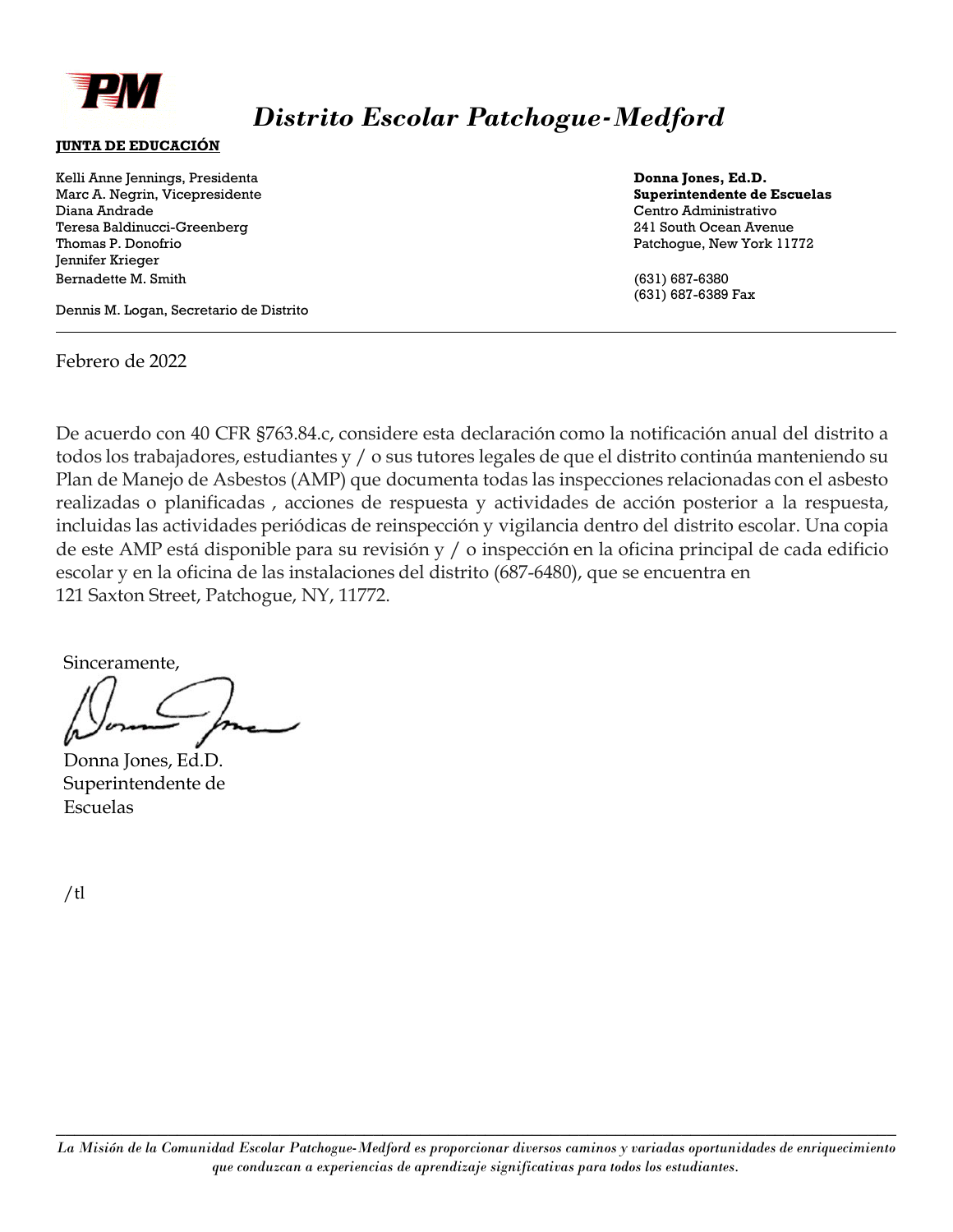# Distrito Escolar Patchogue-Medford

**JUNTA DE EDUCACIÓN**

Kelli Anne Jennings, Presidenta
Marc A. Negrin, Vicepresidente
Diana Andrade
Teresa Baldinucci-Greenberg
Thomas P. Donofrio
Jennifer Krieger
Bernadette M. Smith

Dennis M. Logan, Secretario de Distrito

**Donna Jones, Ed.D.**
**Superintendente de Escuelas**
Centro Administrativo
241 South Ocean Avenue
Patchogue, New York 11772

(631) 687-6380
(631) 687-6389 Fax

---

Febrero de 2022

De acuerdo con 40 CFR §763.84.c, considere esta declaración como la notificación anual del distrito a todos los trabajadores, estudiantes y / o sus tutores legales de que el distrito continúa manteniendo su Plan de Manejo de Asbestos (AMP) que documenta todas las inspecciones relacionadas con el asbesto realizadas o planificadas , acciones de respuesta y actividades de acción posterior a la respuesta, incluidas las actividades periódicas de reinspección y vigilancia dentro del distrito escolar. Una copia de este AMP está disponible para su revisión y / o inspección en la oficina principal de cada edificio escolar y en la oficina de las instalaciones del distrito (687-6480), que se encuentra en 121 Saxton Street, Patchogue, NY, 11772.

Sinceramente,

Donna Jones, Ed.D.
Superintendente de Escuelas

/tl

---

*La Misión de la Comunidad Escolar Patchogue-Medford es proporcionar diversos caminos y variadas oportunidades de enriquecimiento que conduzcan a experiencias de aprendizaje significativas para todos los estudiantes.*